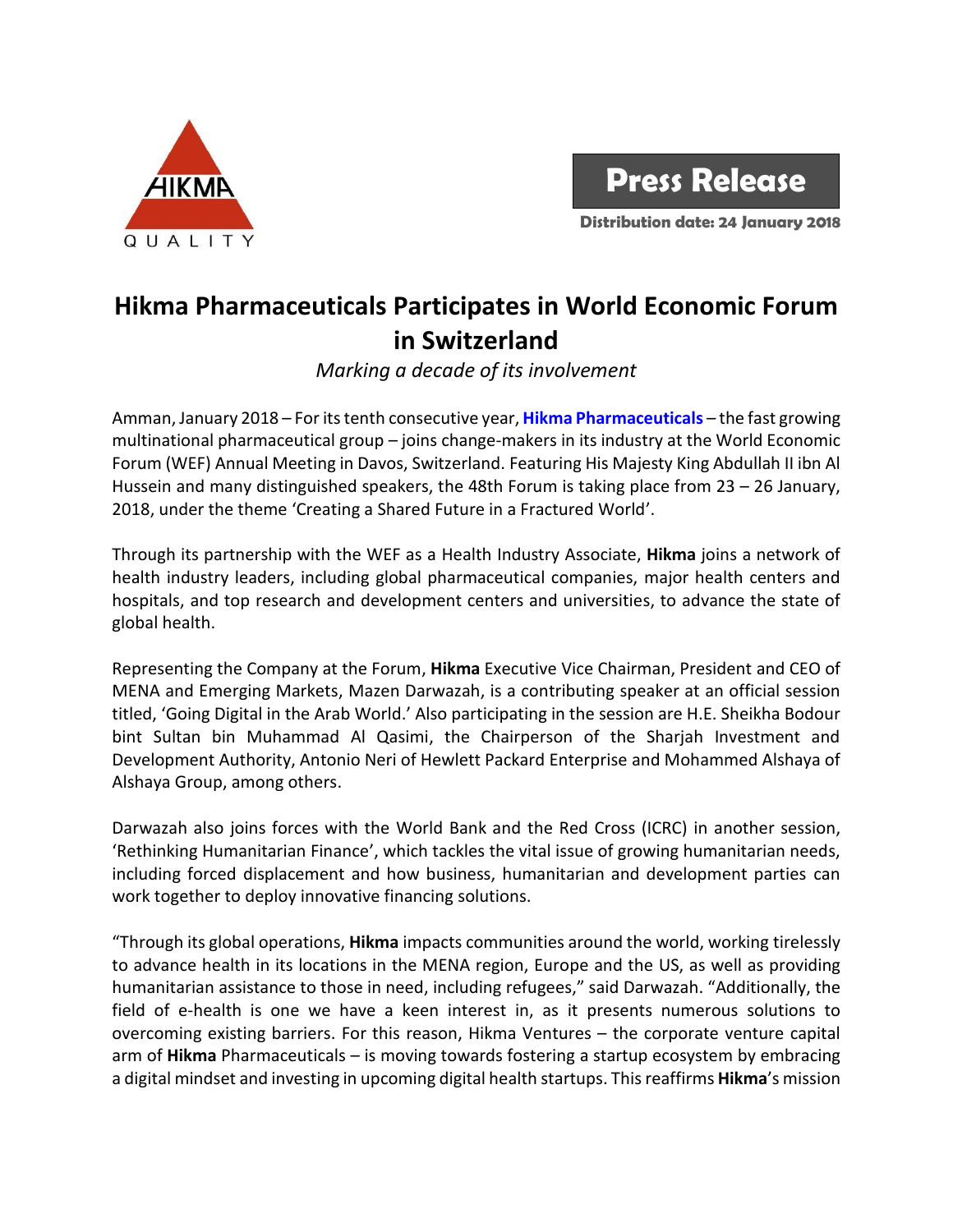HIKMA
QUALITY

**Press Release**

**Distribution date: 24 January 2018**

# Hikma Pharmaceuticals Participates in World Economic Forum in Switzerland

*Marking a decade of its involvement*

Amman, January 2018 – For its tenth consecutive year, **Hikma Pharmaceuticals** – the fast growing multinational pharmaceutical group – joins change-makers in its industry at the World Economic Forum (WEF) Annual Meeting in Davos, Switzerland. Featuring His Majesty King Abdullah II ibn Al Hussein and many distinguished speakers, the 48th Forum is taking place from 23 – 26 January, 2018, under the theme 'Creating a Shared Future in a Fractured World'.

Through its partnership with the WEF as a Health Industry Associate, **Hikma** joins a network of health industry leaders, including global pharmaceutical companies, major health centers and hospitals, and top research and development centers and universities, to advance the state of global health.

Representing the Company at the Forum, **Hikma** Executive Vice Chairman, President and CEO of MENA and Emerging Markets, Mazen Darwazah, is a contributing speaker at an official session titled, 'Going Digital in the Arab World.' Also participating in the session are H.E. Sheikha Bodour bint Sultan bin Muhammad Al Qasimi, the Chairperson of the Sharjah Investment and Development Authority, Antonio Neri of Hewlett Packard Enterprise and Mohammed Alshaya of Alshaya Group, among others.

Darwazah also joins forces with the World Bank and the Red Cross (ICRC) in another session, 'Rethinking Humanitarian Finance', which tackles the vital issue of growing humanitarian needs, including forced displacement and how business, humanitarian and development parties can work together to deploy innovative financing solutions.

"Through its global operations, **Hikma** impacts communities around the world, working tirelessly to advance health in its locations in the MENA region, Europe and the US, as well as providing humanitarian assistance to those in need, including refugees," said Darwazah. "Additionally, the field of e-health is one we have a keen interest in, as it presents numerous solutions to overcoming existing barriers. For this reason, Hikma Ventures – the corporate venture capital arm of **Hikma** Pharmaceuticals – is moving towards fostering a startup ecosystem by embracing a digital mindset and investing in upcoming digital health startups. This reaffirms **Hikma**'s mission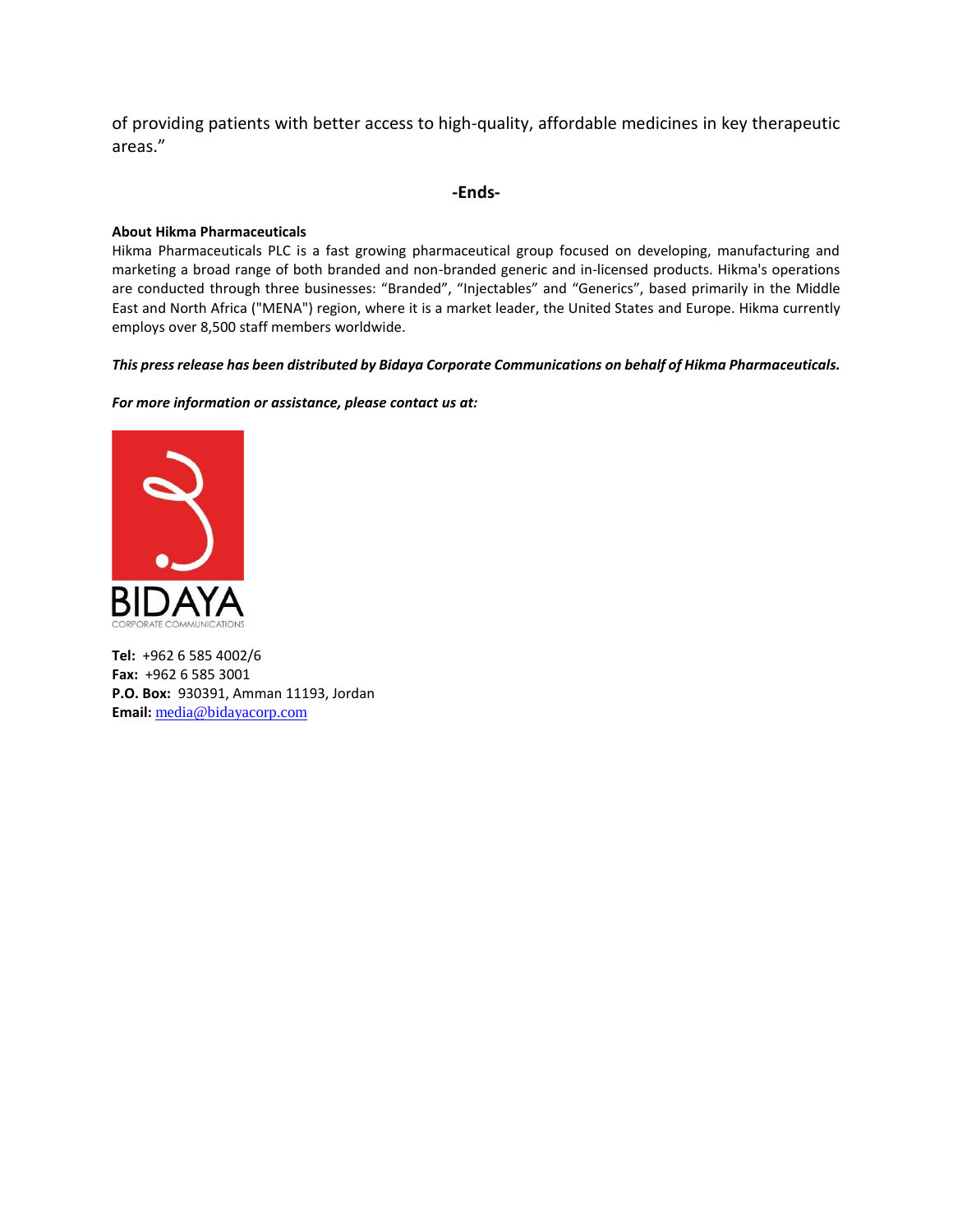of providing patients with better access to high-quality, affordable medicines in key therapeutic areas."

**-Ends-**

**About Hikma Pharmaceuticals**

Hikma Pharmaceuticals PLC is a fast growing pharmaceutical group focused on developing, manufacturing and marketing a broad range of both branded and non-branded generic and in-licensed products. Hikma's operations are conducted through three businesses: "Branded", "Injectables" and "Generics", based primarily in the Middle East and North Africa ("MENA") region, where it is a market leader, the United States and Europe. Hikma currently employs over 8,500 staff members worldwide.

***This press release has been distributed by Bidaya Corporate Communications on behalf of Hikma Pharmaceuticals.***

***For more information or assistance, please contact us at:***

BIDAYA
CORPORATE COMMUNICATIONS

**Tel:** +962 6 585 4002/6
**Fax:** +962 6 585 3001
**P.O. Box:** 930391, Amman 11193, Jordan
**Email:** media@bidayacorp.com